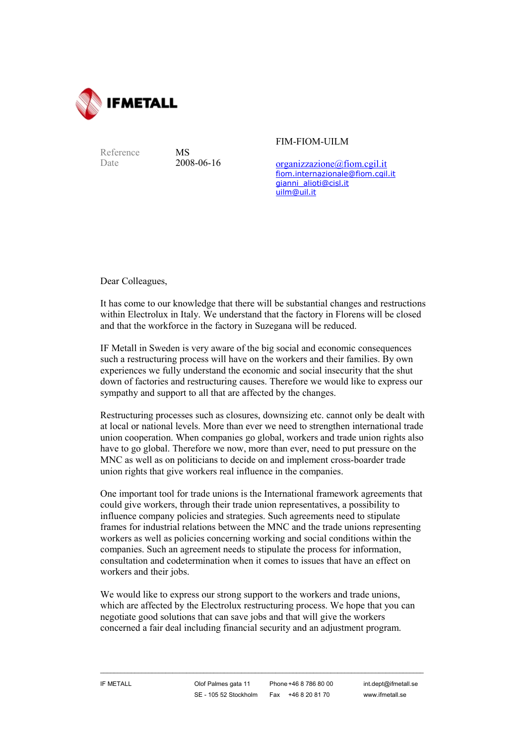IFMETALL

Reference MS
Date 2008-06-16

FIM-FIOM-UILM

organizzazione@fiom.cgil.it
fiom.internazionale@fiom.cgil.it
gianni_alioti@cisl.it
uilm@uil.it

Dear Colleagues,

It has come to our knowledge that there will be substantial changes and restructions within Electrolux in Italy. We understand that the factory in Florens will be closed and that the workforce in the factory in Suzegana will be reduced.

IF Metall in Sweden is very aware of the big social and economic consequences such a restructuring process will have on the workers and their families. By own experiences we fully understand the economic and social insecurity that the shut down of factories and restructuring causes. Therefore we would like to express our sympathy and support to all that are affected by the changes.

Restructuring processes such as closures, downsizing etc. cannot only be dealt with at local or national levels. More than ever we need to strengthen international trade union cooperation. When companies go global, workers and trade union rights also have to go global. Therefore we now, more than ever, need to put pressure on the MNC as well as on politicians to decide on and implement cross-boarder trade union rights that give workers real influence in the companies.

One important tool for trade unions is the International framework agreements that could give workers, through their trade union representatives, a possibility to influence company policies and strategies. Such agreements need to stipulate frames for industrial relations between the MNC and the trade unions representing workers as well as policies concerning working and social conditions within the companies. Such an agreement needs to stipulate the process for information, consultation and codetermination when it comes to issues that have an effect on workers and their jobs.

We would like to express our strong support to the workers and trade unions, which are affected by the Electrolux restructuring process. We hope that you can negotiate good solutions that can save jobs and that will give the workers concerned a fair deal including financial security and an adjustment program.

IF METALL | Olof Palmes gata 11, SE - 105 52 Stockholm | Phone +46 8 786 80 00, Fax +46 8 20 81 70 | int.dept@ifmetall.se, www.ifmetall.se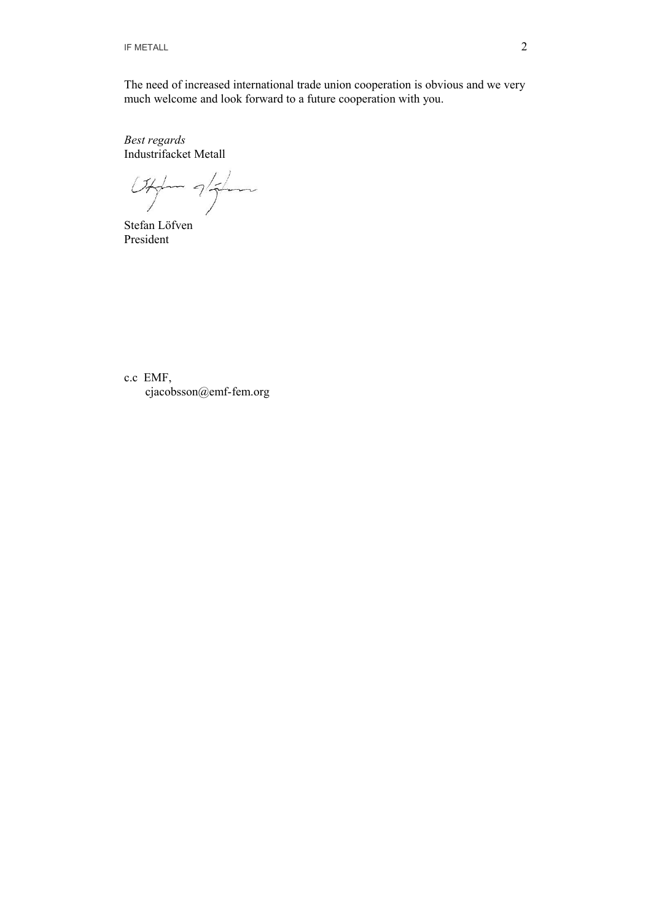The need of increased international trade union cooperation is obvious and we very much welcome and look forward to a future cooperation with you.

*Best regards*
Industrifacket Metall

Stefan Löfven
President

c.c EMF,
cjacobsson@emf-fem.org